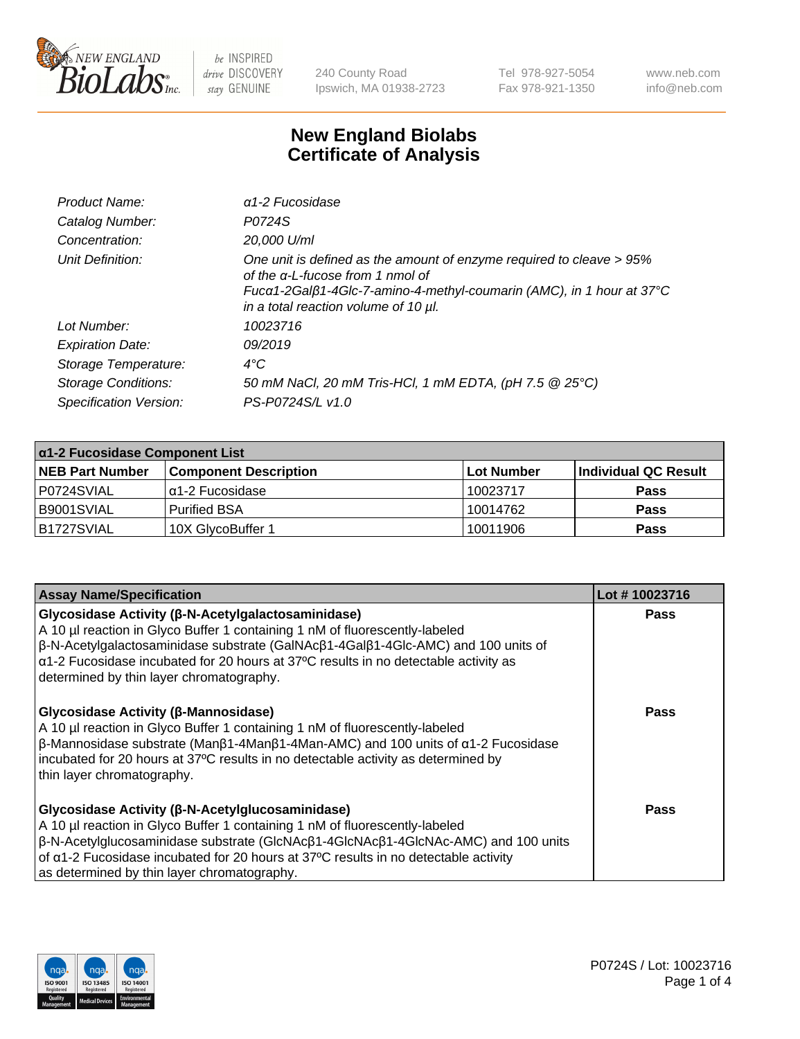New England BioLabs Inc. — be INSPIRED drive DISCOVERY stay GENUINE

240 County Road
Ipswich, MA 01938-2723

Tel 978-927-5054
Fax 978-921-1350

www.neb.com
info@neb.com

# New England Biolabs
# Certificate of Analysis

| | |
|---|---|
| *Product Name:* | *α1-2 Fucosidase* |
| *Catalog Number:* | *P0724S* |
| *Concentration:* | *20,000 U/ml* |
| *Unit Definition:* | *One unit is defined as the amount of enzyme required to cleave > 95% of the α-L-fucose from 1 nmol of Fucα1-2Galβ1-4Glc-7-amino-4-methyl-coumarin (AMC), in 1 hour at 37°C in a total reaction volume of 10 µl.* |
| *Lot Number:* | *10023716* |
| *Expiration Date:* | *09/2019* |
| *Storage Temperature:* | *4°C* |
| *Storage Conditions:* | *50 mM NaCl, 20 mM Tris-HCl, 1 mM EDTA, (pH 7.5 @ 25°C)* |
| *Specification Version:* | *PS-P0724S/L v1.0* |

| α1-2 Fucosidase Component List | | | |
|---|---|---|---|
| **NEB Part Number** | **Component Description** | **Lot Number** | **Individual QC Result** |
| P0724SVIAL | α1-2 Fucosidase | 10023717 | **Pass** |
| B9001SVIAL | Purified BSA | 10014762 | **Pass** |
| B1727SVIAL | 10X GlycoBuffer 1 | 10011906 | **Pass** |

| Assay Name/Specification | Lot # 10023716 |
|---|---|
| **Glycosidase Activity (β-N-Acetylgalactosaminidase)**<br>A 10 µl reaction in Glyco Buffer 1 containing 1 nM of fluorescently-labeled β-N-Acetylgalactosaminidase substrate (GalNAcβ1-4Galβ1-4Glc-AMC) and 100 units of α1-2 Fucosidase incubated for 20 hours at 37ºC results in no detectable activity as determined by thin layer chromatography. | **Pass** |
| **Glycosidase Activity (β-Mannosidase)**<br>A 10 µl reaction in Glyco Buffer 1 containing 1 nM of fluorescently-labeled β-Mannosidase substrate (Manβ1-4Manβ1-4Man-AMC) and 100 units of α1-2 Fucosidase incubated for 20 hours at 37ºC results in no detectable activity as determined by thin layer chromatography. | **Pass** |
| **Glycosidase Activity (β-N-Acetylglucosaminidase)**<br>A 10 µl reaction in Glyco Buffer 1 containing 1 nM of fluorescently-labeled β-N-Acetylglucosaminidase substrate (GlcNAcβ1-4GlcNAcβ1-4GlcNAc-AMC) and 100 units of α1-2 Fucosidase incubated for 20 hours at 37ºC results in no detectable activity as determined by thin layer chromatography. | **Pass** |

P0724S / Lot: 10023716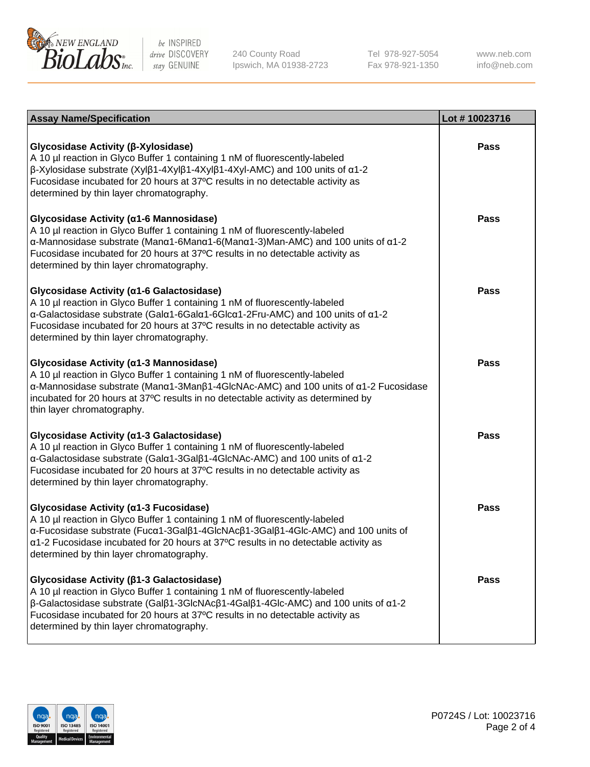| Assay Name/Specification | Lot # 10023716 |
|---|---|
| **Glycosidase Activity (β-Xylosidase)**<br>A 10 µl reaction in Glyco Buffer 1 containing 1 nM of fluorescently-labeled β-Xylosidase substrate (Xylβ1-4Xylβ1-4Xylβ1-4Xyl-AMC) and 100 units of α1-2 Fucosidase incubated for 20 hours at 37ºC results in no detectable activity as determined by thin layer chromatography. | Pass |
| **Glycosidase Activity (α1-6 Mannosidase)**<br>A 10 µl reaction in Glyco Buffer 1 containing 1 nM of fluorescently-labeled α-Mannosidase substrate (Manα1-6Manα1-6(Manα1-3)Man-AMC) and 100 units of α1-2 Fucosidase incubated for 20 hours at 37ºC results in no detectable activity as determined by thin layer chromatography. | Pass |
| **Glycosidase Activity (α1-6 Galactosidase)**<br>A 10 µl reaction in Glyco Buffer 1 containing 1 nM of fluorescently-labeled α-Galactosidase substrate (Galα1-6Galα1-6Glcα1-2Fru-AMC) and 100 units of α1-2 Fucosidase incubated for 20 hours at 37ºC results in no detectable activity as determined by thin layer chromatography. | Pass |
| **Glycosidase Activity (α1-3 Mannosidase)**<br>A 10 µl reaction in Glyco Buffer 1 containing 1 nM of fluorescently-labeled α-Mannosidase substrate (Manα1-3Manβ1-4GlcNAc-AMC) and 100 units of α1-2 Fucosidase incubated for 20 hours at 37ºC results in no detectable activity as determined by thin layer chromatography. | Pass |
| **Glycosidase Activity (α1-3 Galactosidase)**<br>A 10 µl reaction in Glyco Buffer 1 containing 1 nM of fluorescently-labeled α-Galactosidase substrate (Galα1-3Galβ1-4GlcNAc-AMC) and 100 units of α1-2 Fucosidase incubated for 20 hours at 37ºC results in no detectable activity as determined by thin layer chromatography. | Pass |
| **Glycosidase Activity (α1-3 Fucosidase)**<br>A 10 µl reaction in Glyco Buffer 1 containing 1 nM of fluorescently-labeled α-Fucosidase substrate (Fucα1-3Galβ1-4GlcNAcβ1-3Galβ1-4Glc-AMC) and 100 units of α1-2 Fucosidase incubated for 20 hours at 37ºC results in no detectable activity as determined by thin layer chromatography. | Pass |
| **Glycosidase Activity (β1-3 Galactosidase)**<br>A 10 µl reaction in Glyco Buffer 1 containing 1 nM of fluorescently-labeled β-Galactosidase substrate (Galβ1-3GlcNAcβ1-4Galβ1-4Glc-AMC) and 100 units of α1-2 Fucosidase incubated for 20 hours at 37ºC results in no detectable activity as determined by thin layer chromatography. | Pass |

P0724S / Lot: 10023716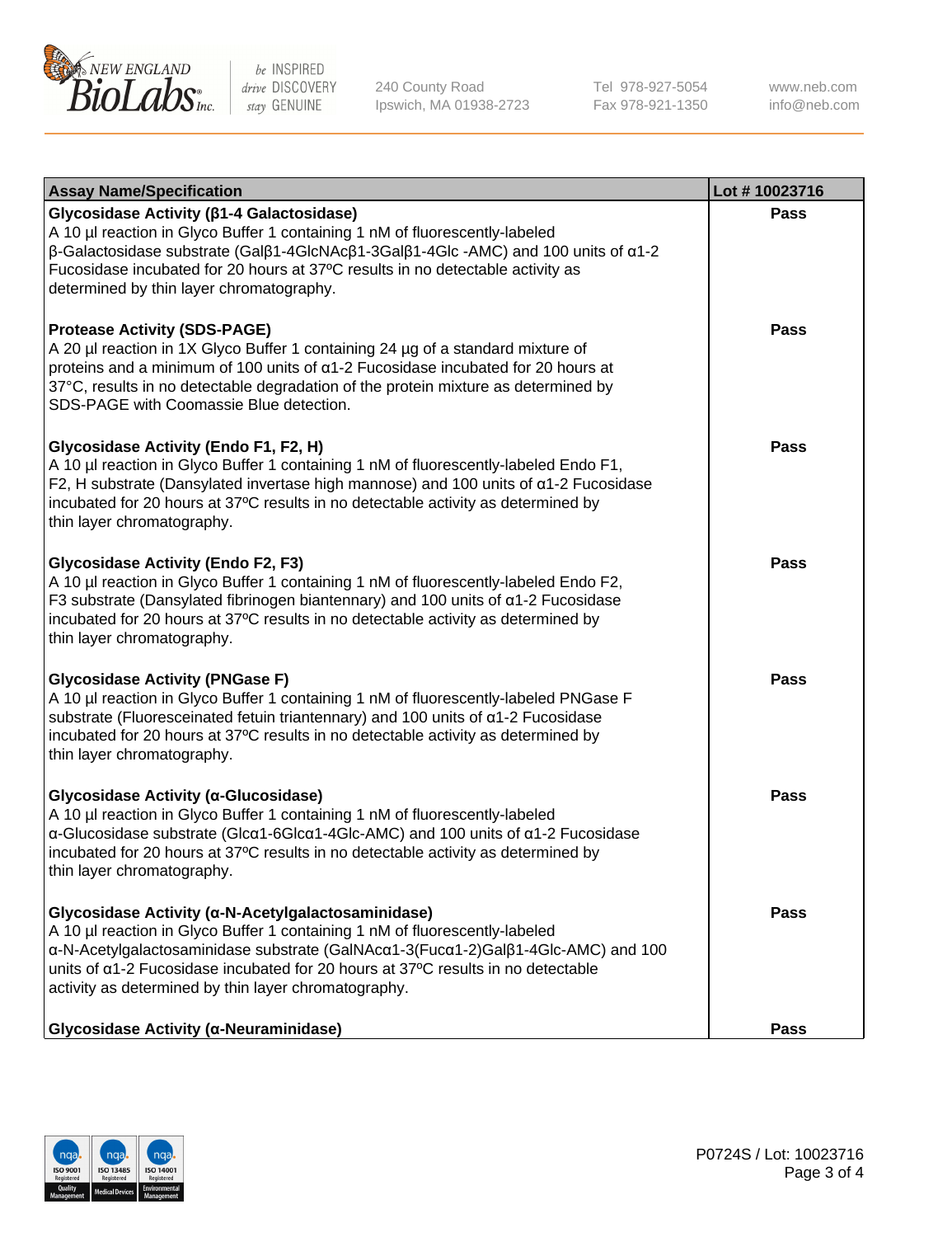| Assay Name/Specification | Lot # 10023716 |
|---|---|
| **Glycosidase Activity (β1-4 Galactosidase)**<br>A 10 µl reaction in Glyco Buffer 1 containing 1 nM of fluorescently-labeled β-Galactosidase substrate (Galβ1-4GlcNAcβ1-3Galβ1-4Glc -AMC) and 100 units of α1-2 Fucosidase incubated for 20 hours at 37ºC results in no detectable activity as determined by thin layer chromatography. | **Pass** |
| **Protease Activity (SDS-PAGE)**<br>A 20 µl reaction in 1X Glyco Buffer 1 containing 24 µg of a standard mixture of proteins and a minimum of 100 units of α1-2 Fucosidase incubated for 20 hours at 37°C, results in no detectable degradation of the protein mixture as determined by SDS-PAGE with Coomassie Blue detection. | **Pass** |
| **Glycosidase Activity (Endo F1, F2, H)**<br>A 10 µl reaction in Glyco Buffer 1 containing 1 nM of fluorescently-labeled Endo F1, F2, H substrate (Dansylated invertase high mannose) and 100 units of α1-2 Fucosidase incubated for 20 hours at 37ºC results in no detectable activity as determined by thin layer chromatography. | **Pass** |
| **Glycosidase Activity (Endo F2, F3)**<br>A 10 µl reaction in Glyco Buffer 1 containing 1 nM of fluorescently-labeled Endo F2, F3 substrate (Dansylated fibrinogen biantennary) and 100 units of α1-2 Fucosidase incubated for 20 hours at 37ºC results in no detectable activity as determined by thin layer chromatography. | **Pass** |
| **Glycosidase Activity (PNGase F)**<br>A 10 µl reaction in Glyco Buffer 1 containing 1 nM of fluorescently-labeled PNGase F substrate (Fluoresceinated fetuin triantennary) and 100 units of α1-2 Fucosidase incubated for 20 hours at 37ºC results in no detectable activity as determined by thin layer chromatography. | **Pass** |
| **Glycosidase Activity (α-Glucosidase)**<br>A 10 µl reaction in Glyco Buffer 1 containing 1 nM of fluorescently-labeled α-Glucosidase substrate (Glcα1-6Glcα1-4Glc-AMC) and 100 units of α1-2 Fucosidase incubated for 20 hours at 37ºC results in no detectable activity as determined by thin layer chromatography. | **Pass** |
| **Glycosidase Activity (α-N-Acetylgalactosaminidase)**<br>A 10 µl reaction in Glyco Buffer 1 containing 1 nM of fluorescently-labeled α-N-Acetylgalactosaminidase substrate (GalNAcα1-3(Fucα1-2)Galβ1-4Glc-AMC) and 100 units of α1-2 Fucosidase incubated for 20 hours at 37ºC results in no detectable activity as determined by thin layer chromatography. | **Pass** |
| **Glycosidase Activity (α-Neuraminidase)** | **Pass** |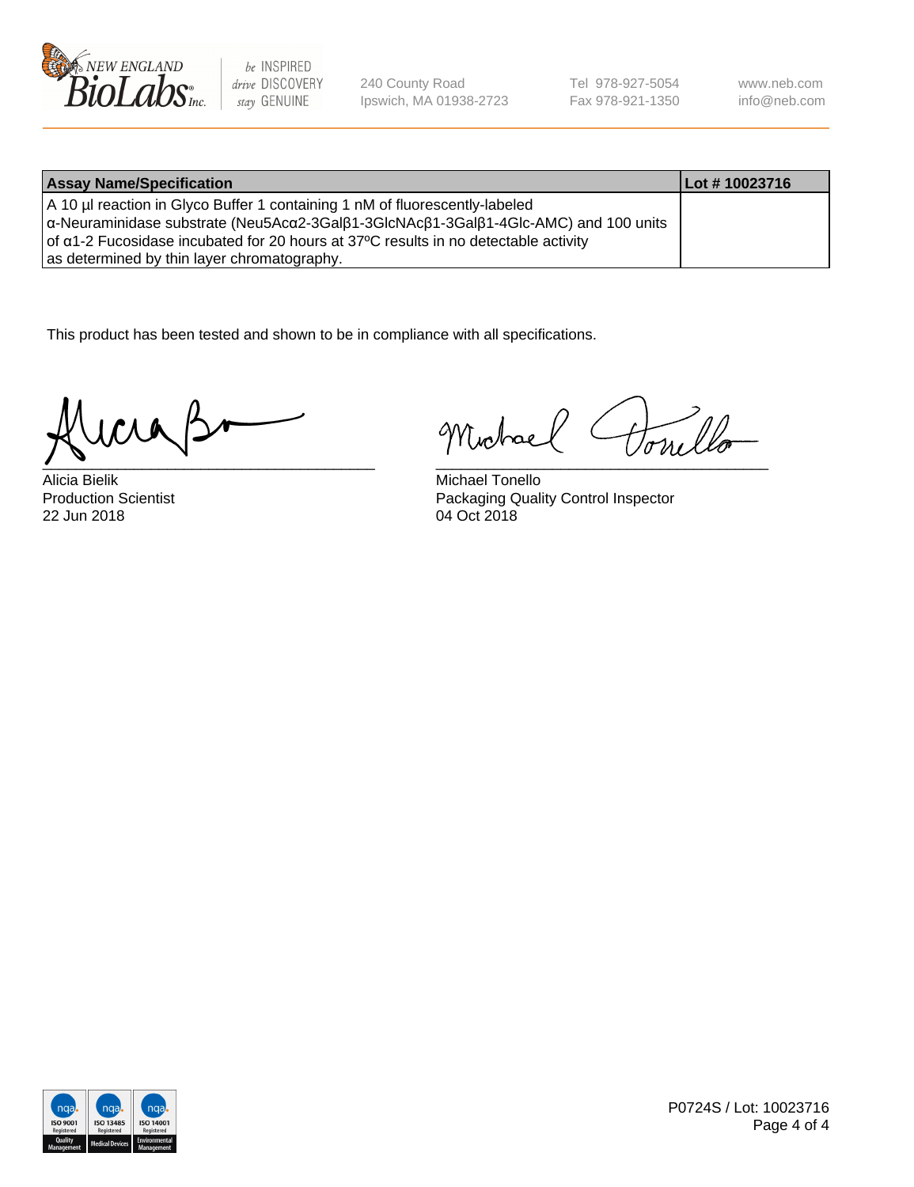| Assay Name/Specification | Lot # 10023716 |
|---|---|
| A 10 µl reaction in Glyco Buffer 1 containing 1 nM of fluorescently-labeled α-Neuraminidase substrate (Neu5Acα2-3Galβ1-3GlcNAcβ1-3Galβ1-4Glc-AMC) and 100 units of α1-2 Fucosidase incubated for 20 hours at 37ºC results in no detectable activity as determined by thin layer chromatography. | |

This product has been tested and shown to be in compliance with all specifications.

Alicia Bielik
Production Scientist
22 Jun 2018

Michael Tonello
Packaging Quality Control Inspector
04 Oct 2018

P0724S / Lot: 10023716